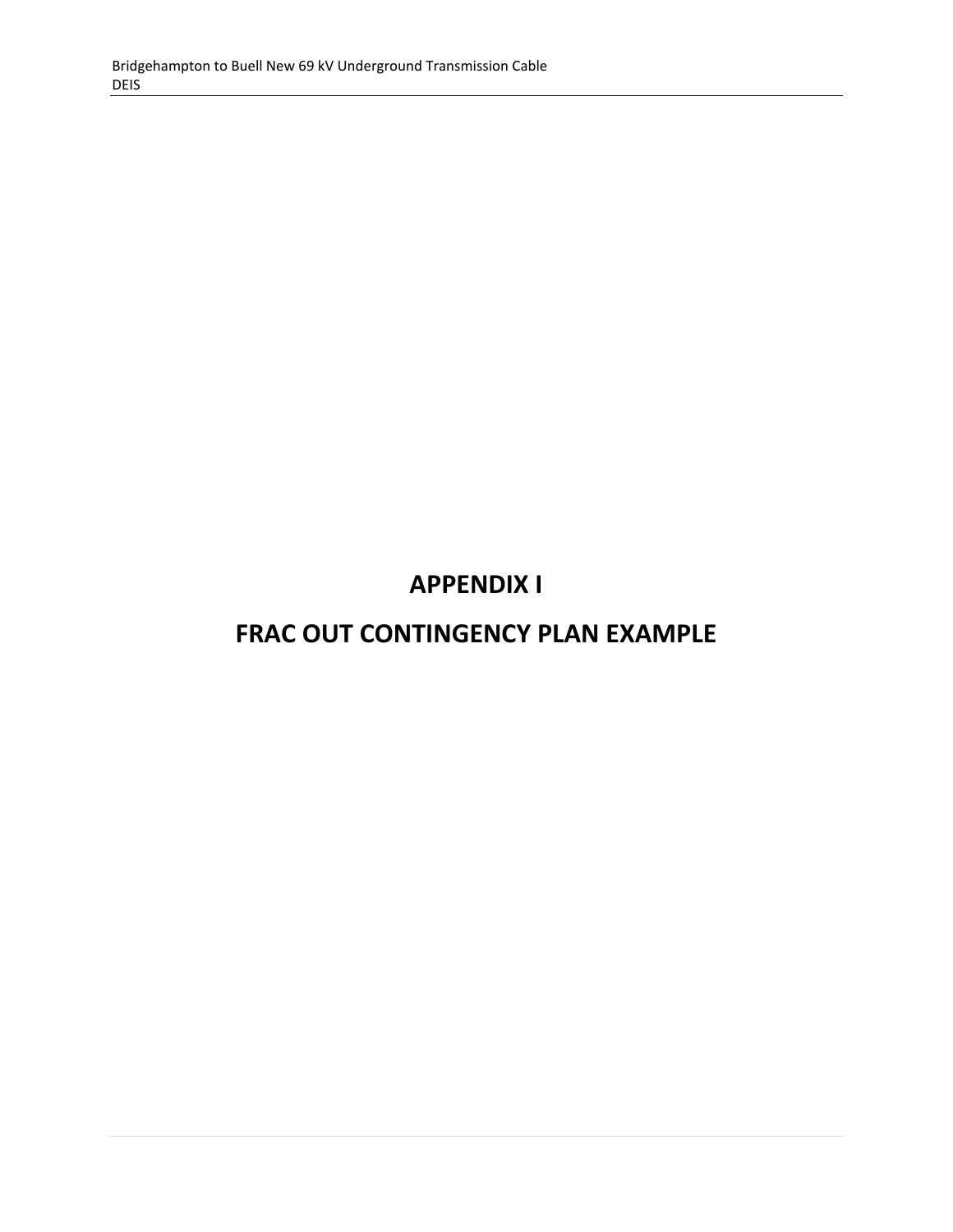# APPENDIX I

# FRAC OUT CONTINGENCY PLAN EXAMPLE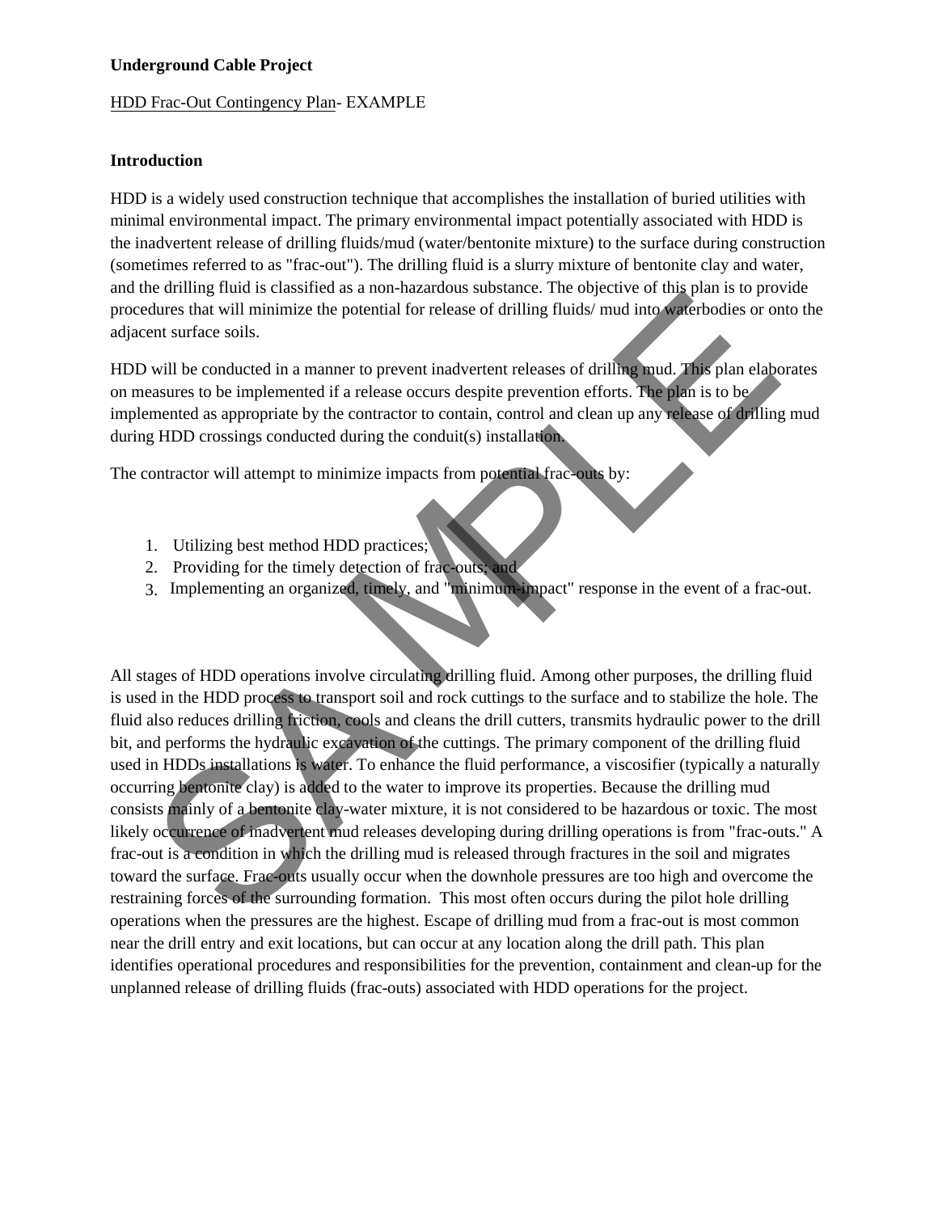**Underground Cable Project**

HDD Frac-Out Contingency Plan- EXAMPLE

**Introduction**

HDD is a widely used construction technique that accomplishes the installation of buried utilities with minimal environmental impact. The primary environmental impact potentially associated with HDD is the inadvertent release of drilling fluids/mud (water/bentonite mixture) to the surface during construction (sometimes referred to as "frac-out"). The drilling fluid is a slurry mixture of bentonite clay and water, and the drilling fluid is classified as a non-hazardous substance. The objective of this plan is to provide procedures that will minimize the potential for release of drilling fluids/ mud into waterbodies or onto the adjacent surface soils.

HDD will be conducted in a manner to prevent inadvertent releases of drilling mud. This plan elaborates on measures to be implemented if a release occurs despite prevention efforts. The plan is to be implemented as appropriate by the contractor to contain, control and clean up any release of drilling mud during HDD crossings conducted during the conduit(s) installation.

The contractor will attempt to minimize impacts from potential frac-outs by:

1. Utilizing best method HDD practices;
2. Providing for the timely detection of frac-outs; and
3. Implementing an organized, timely, and "minimum-impact" response in the event of a frac-out.

All stages of HDD operations involve circulating drilling fluid. Among other purposes, the drilling fluid is used in the HDD process to transport soil and rock cuttings to the surface and to stabilize the hole. The fluid also reduces drilling friction, cools and cleans the drill cutters, transmits hydraulic power to the drill bit, and performs the hydraulic excavation of the cuttings. The primary component of the drilling fluid used in HDDs installations is water. To enhance the fluid performance, a viscosifier (typically a naturally occurring bentonite clay) is added to the water to improve its properties. Because the drilling mud consists mainly of a bentonite clay-water mixture, it is not considered to be hazardous or toxic. The most likely occurrence of inadvertent mud releases developing during drilling operations is from "frac-outs." A frac-out is a condition in which the drilling mud is released through fractures in the soil and migrates toward the surface. Frac-outs usually occur when the downhole pressures are too high and overcome the restraining forces of the surrounding formation. This most often occurs during the pilot hole drilling operations when the pressures are the highest. Escape of drilling mud from a frac-out is most common near the drill entry and exit locations, but can occur at any location along the drill path. This plan identifies operational procedures and responsibilities for the prevention, containment and clean-up for the unplanned release of drilling fluids (frac-outs) associated with HDD operations for the project.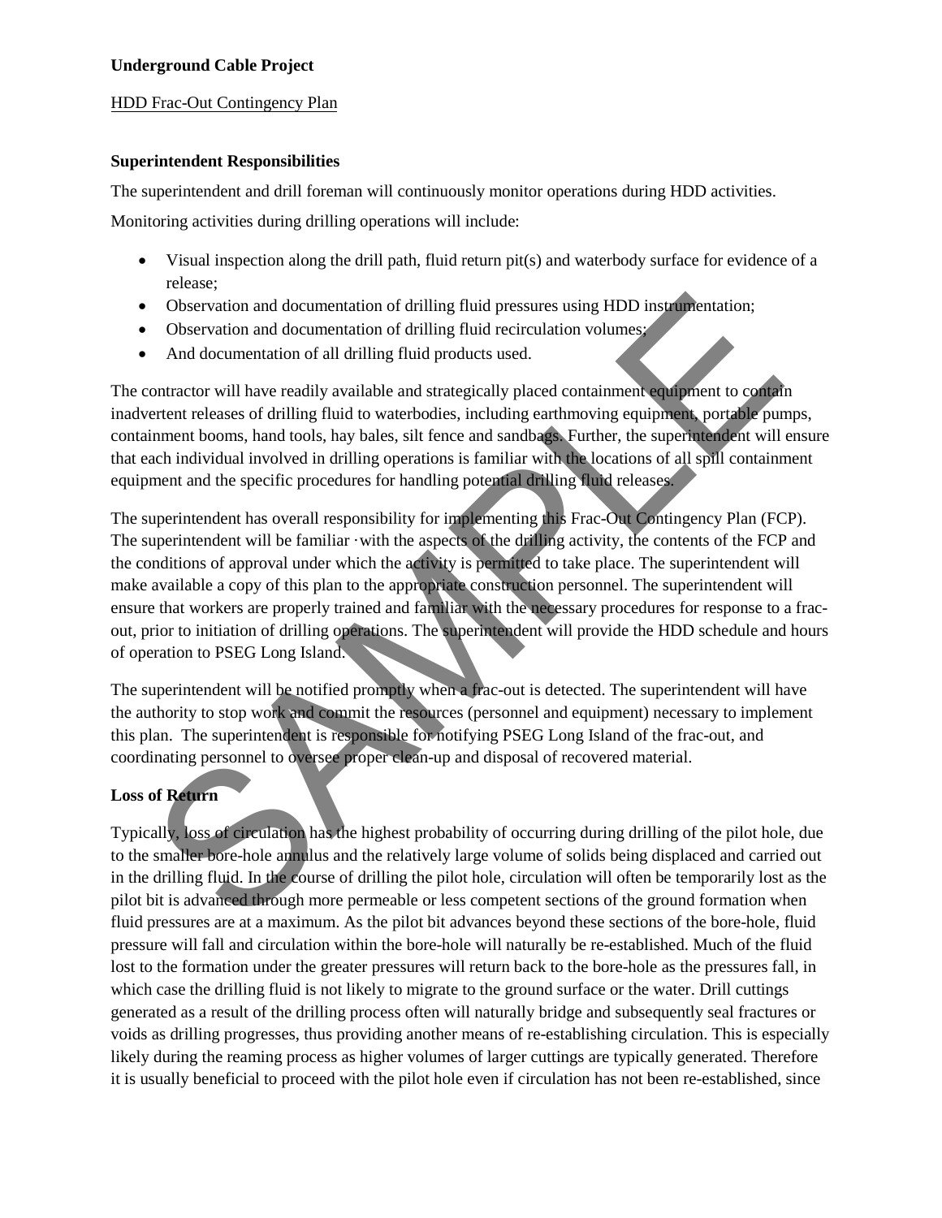**Underground Cable Project**

HDD Frac-Out Contingency Plan

**Superintendent Responsibilities**

The superintendent and drill foreman will continuously monitor operations during HDD activities.

Monitoring activities during drilling operations will include:

- Visual inspection along the drill path, fluid return pit(s) and waterbody surface for evidence of a release;
- Observation and documentation of drilling fluid pressures using HDD instrumentation;
- Observation and documentation of drilling fluid recirculation volumes;
- And documentation of all drilling fluid products used.

The contractor will have readily available and strategically placed containment equipment to contain inadvertent releases of drilling fluid to waterbodies, including earthmoving equipment, portable pumps, containment booms, hand tools, hay bales, silt fence and sandbags. Further, the superintendent will ensure that each individual involved in drilling operations is familiar with the locations of all spill containment equipment and the specific procedures for handling potential drilling fluid releases.

The superintendent has overall responsibility for implementing this Frac-Out Contingency Plan (FCP). The superintendent will be familiar ·with the aspects of the drilling activity, the contents of the FCP and the conditions of approval under which the activity is permitted to take place. The superintendent will make available a copy of this plan to the appropriate construction personnel. The superintendent will ensure that workers are properly trained and familiar with the necessary procedures for response to a frac-out, prior to initiation of drilling operations. The superintendent will provide the HDD schedule and hours of operation to PSEG Long Island.

The superintendent will be notified promptly when a frac-out is detected. The superintendent will have the authority to stop work and commit the resources (personnel and equipment) necessary to implement this plan. The superintendent is responsible for notifying PSEG Long Island of the frac-out, and coordinating personnel to oversee proper clean-up and disposal of recovered material.

**Loss of Return**

Typically, loss of circulation has the highest probability of occurring during drilling of the pilot hole, due to the smaller bore-hole annulus and the relatively large volume of solids being displaced and carried out in the drilling fluid. In the course of drilling the pilot hole, circulation will often be temporarily lost as the pilot bit is advanced through more permeable or less competent sections of the ground formation when fluid pressures are at a maximum. As the pilot bit advances beyond these sections of the bore-hole, fluid pressure will fall and circulation within the bore-hole will naturally be re-established. Much of the fluid lost to the formation under the greater pressures will return back to the bore-hole as the pressures fall, in which case the drilling fluid is not likely to migrate to the ground surface or the water. Drill cuttings generated as a result of the drilling process often will naturally bridge and subsequently seal fractures or voids as drilling progresses, thus providing another means of re-establishing circulation. This is especially likely during the reaming process as higher volumes of larger cuttings are typically generated. Therefore it is usually beneficial to proceed with the pilot hole even if circulation has not been re-established, since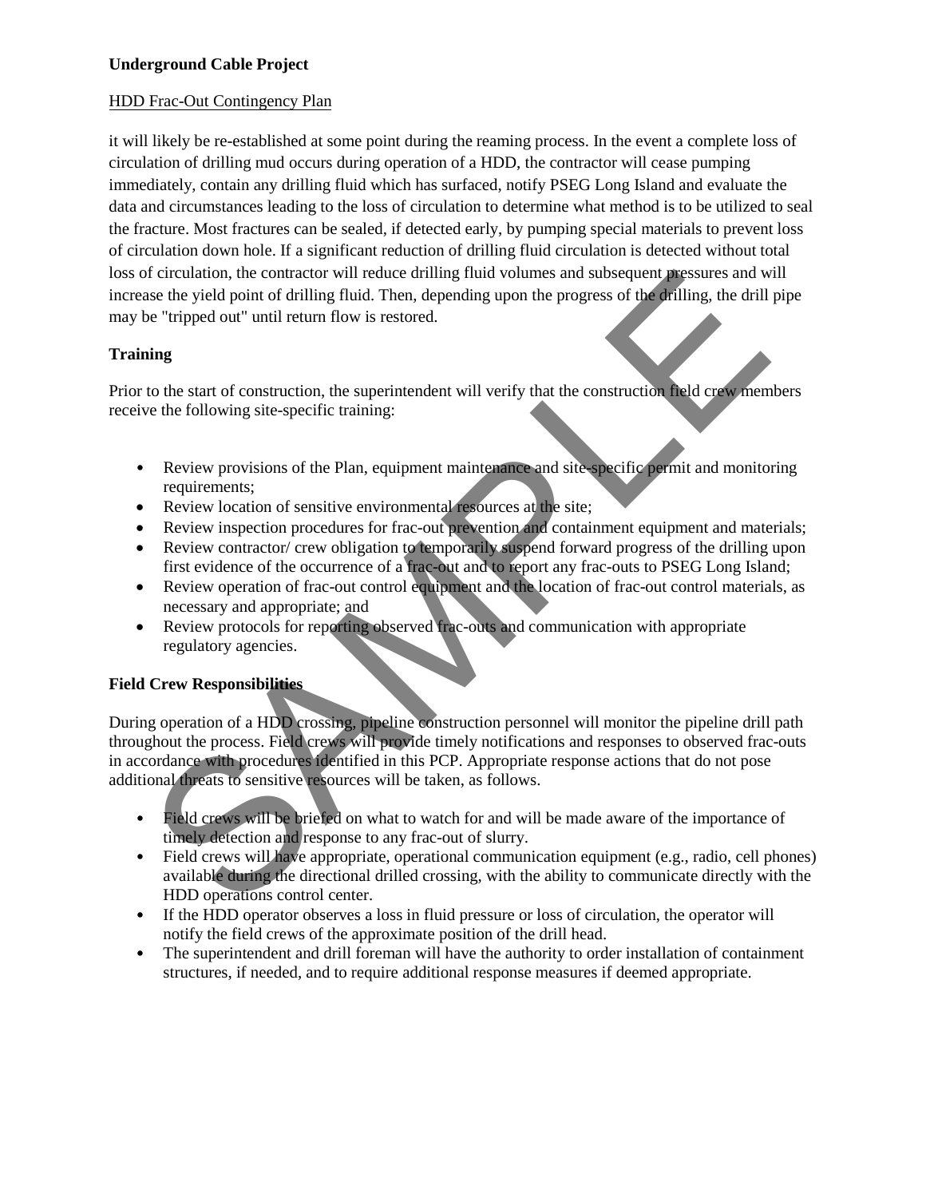it will likely be re-established at some point during the reaming process. In the event a complete loss of circulation of drilling mud occurs during operation of a HDD, the contractor will cease pumping immediately, contain any drilling fluid which has surfaced, notify PSEG Long Island and evaluate the data and circumstances leading to the loss of circulation to determine what method is to be utilized to seal the fracture. Most fractures can be sealed, if detected early, by pumping special materials to prevent loss of circulation down hole. If a significant reduction of drilling fluid circulation is detected without total loss of circulation, the contractor will reduce drilling fluid volumes and subsequent pressures and will increase the yield point of drilling fluid. Then, depending upon the progress of the drilling, the drill pipe may be "tripped out" until return flow is restored.

**Training**

Prior to the start of construction, the superintendent will verify that the construction field crew members receive the following site-specific training:

- Review provisions of the Plan, equipment maintenance and site-specific permit and monitoring requirements;
- Review location of sensitive environmental resources at the site;
- Review inspection procedures for frac-out prevention and containment equipment and materials;
- Review contractor/ crew obligation to temporarily suspend forward progress of the drilling upon first evidence of the occurrence of a frac-out and to report any frac-outs to PSEG Long Island;
- Review operation of frac-out control equipment and the location of frac-out control materials, as necessary and appropriate; and
- Review protocols for reporting observed frac-outs and communication with appropriate regulatory agencies.

**Field Crew Responsibilities**

During operation of a HDD crossing, pipeline construction personnel will monitor the pipeline drill path throughout the process. Field crews will provide timely notifications and responses to observed frac-outs in accordance with procedures identified in this PCP. Appropriate response actions that do not pose additional threats to sensitive resources will be taken, as follows.

- Field crews will be briefed on what to watch for and will be made aware of the importance of timely detection and response to any frac-out of slurry.
- Field crews will have appropriate, operational communication equipment (e.g., radio, cell phones) available during the directional drilled crossing, with the ability to communicate directly with the HDD operations control center.
- If the HDD operator observes a loss in fluid pressure or loss of circulation, the operator will notify the field crews of the approximate position of the drill head.
- The superintendent and drill foreman will have the authority to order installation of containment structures, if needed, and to require additional response measures if deemed appropriate.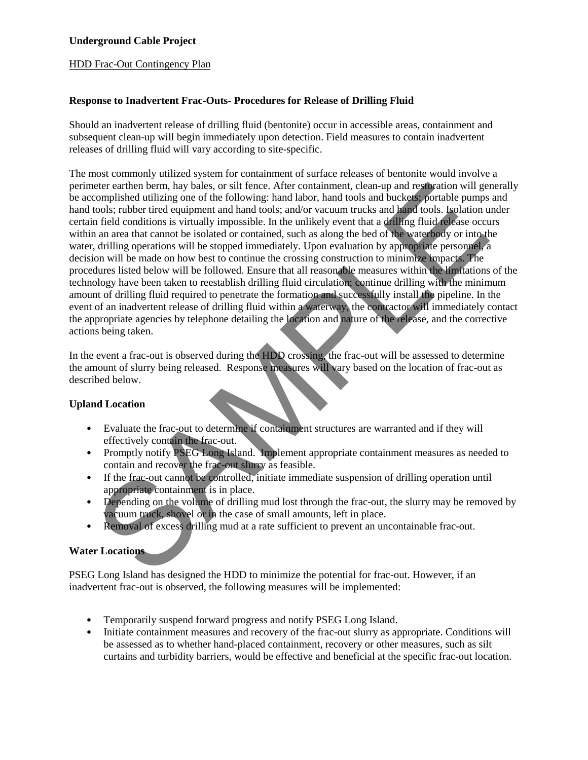**Underground Cable Project**

HDD Frac-Out Contingency Plan

**Response to Inadvertent Frac-Outs- Procedures for Release of Drilling Fluid**

Should an inadvertent release of drilling fluid (bentonite) occur in accessible areas, containment and subsequent clean-up will begin immediately upon detection. Field measures to contain inadvertent releases of drilling fluid will vary according to site-specific.

The most commonly utilized system for containment of surface releases of bentonite would involve a perimeter earthen berm, hay bales, or silt fence. After containment, clean-up and restoration will generally be accomplished utilizing one of the following: hand labor, hand tools and buckets; portable pumps and hand tools; rubber tired equipment and hand tools; and/or vacuum trucks and hand tools. Isolation under certain field conditions is virtually impossible. In the unlikely event that a drilling fluid release occurs within an area that cannot be isolated or contained, such as along the bed of the waterbody or into the water, drilling operations will be stopped immediately. Upon evaluation by appropriate personnel, a decision will be made on how best to continue the crossing construction to minimize impacts. The procedures listed below will be followed. Ensure that all reasonable measures within the limitations of the technology have been taken to reestablish drilling fluid circulation; continue drilling with the minimum amount of drilling fluid required to penetrate the formation and successfully install the pipeline. In the event of an inadvertent release of drilling fluid within a waterway, the contractor will immediately contact the appropriate agencies by telephone detailing the location and nature of the release, and the corrective actions being taken.

In the event a frac-out is observed during the HDD crossing, the frac-out will be assessed to determine the amount of slurry being released. Response measures will vary based on the location of frac-out as described below.

**Upland Location**

- Evaluate the frac-out to determine if containment structures are warranted and if they will effectively contain the frac-out.
- Promptly notify PSEG Long Island. Implement appropriate containment measures as needed to contain and recover the frac-out slurry as feasible.
- If the frac-out cannot be controlled, initiate immediate suspension of drilling operation until appropriate containment is in place.
- Depending on the volume of drilling mud lost through the frac-out, the slurry may be removed by vacuum truck, shovel or in the case of small amounts, left in place.
- Removal of excess drilling mud at a rate sufficient to prevent an uncontainable frac-out.

**Water Locations**

PSEG Long Island has designed the HDD to minimize the potential for frac-out. However, if an inadvertent frac-out is observed, the following measures will be implemented:

- Temporarily suspend forward progress and notify PSEG Long Island.
- Initiate containment measures and recovery of the frac-out slurry as appropriate. Conditions will be assessed as to whether hand-placed containment, recovery or other measures, such as silt curtains and turbidity barriers, would be effective and beneficial at the specific frac-out location.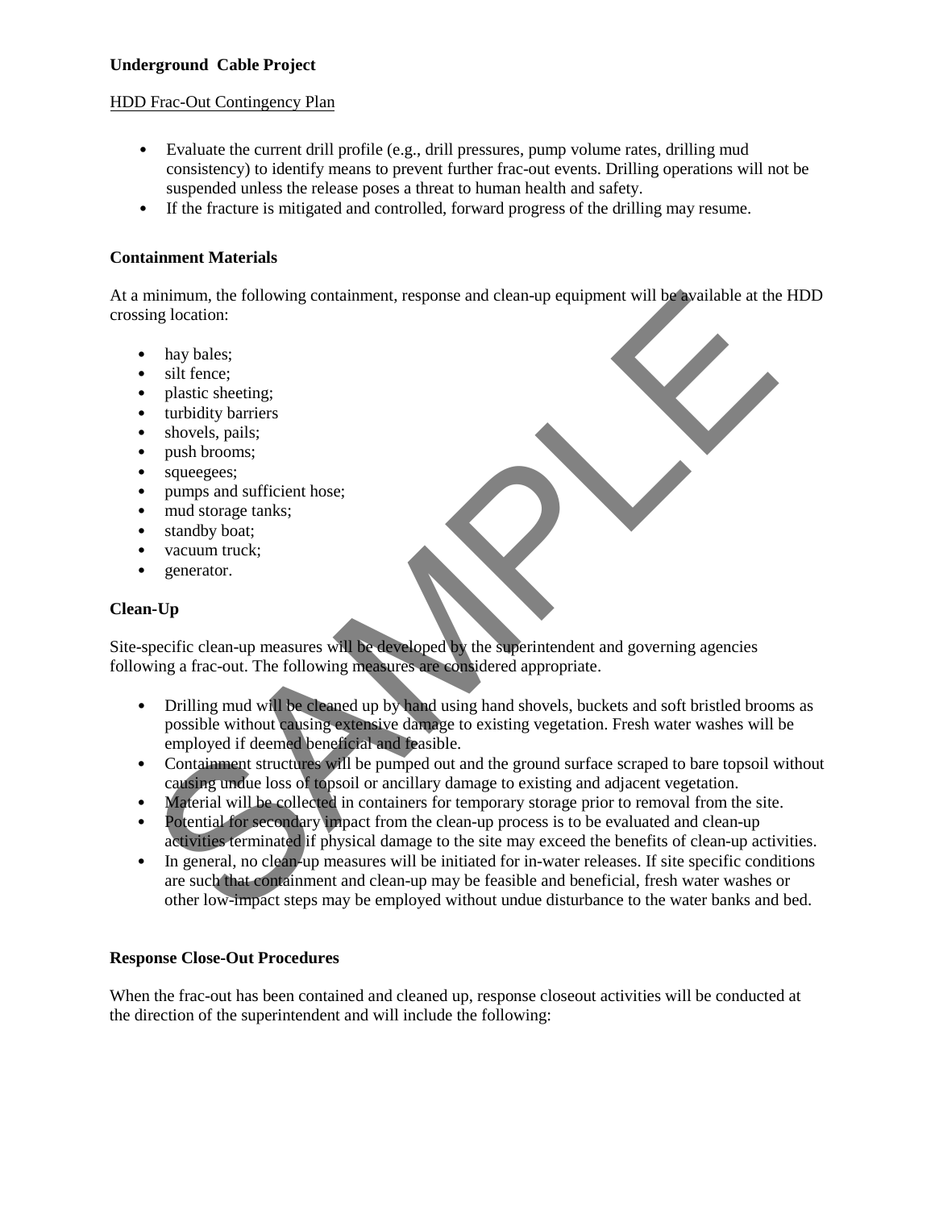**Underground Cable Project**

HDD Frac-Out Contingency Plan

- Evaluate the current drill profile (e.g., drill pressures, pump volume rates, drilling mud consistency) to identify means to prevent further frac-out events. Drilling operations will not be suspended unless the release poses a threat to human health and safety.
- If the fracture is mitigated and controlled, forward progress of the drilling may resume.

## Containment Materials

At a minimum, the following containment, response and clean-up equipment will be available at the HDD crossing location:

- hay bales;
- silt fence;
- plastic sheeting;
- turbidity barriers
- shovels, pails;
- push brooms;
- squeegees;
- pumps and sufficient hose;
- mud storage tanks;
- standby boat;
- vacuum truck;
- generator.

## Clean-Up

Site-specific clean-up measures will be developed by the superintendent and governing agencies following a frac-out. The following measures are considered appropriate.

- Drilling mud will be cleaned up by hand using hand shovels, buckets and soft bristled brooms as possible without causing extensive damage to existing vegetation. Fresh water washes will be employed if deemed beneficial and feasible.
- Containment structures will be pumped out and the ground surface scraped to bare topsoil without causing undue loss of topsoil or ancillary damage to existing and adjacent vegetation.
- Material will be collected in containers for temporary storage prior to removal from the site.
- Potential for secondary impact from the clean-up process is to be evaluated and clean-up activities terminated if physical damage to the site may exceed the benefits of clean-up activities.
- In general, no clean-up measures will be initiated for in-water releases. If site specific conditions are such that containment and clean-up may be feasible and beneficial, fresh water washes or other low-impact steps may be employed without undue disturbance to the water banks and bed.

## Response Close-Out Procedures

When the frac-out has been contained and cleaned up, response closeout activities will be conducted at the direction of the superintendent and will include the following: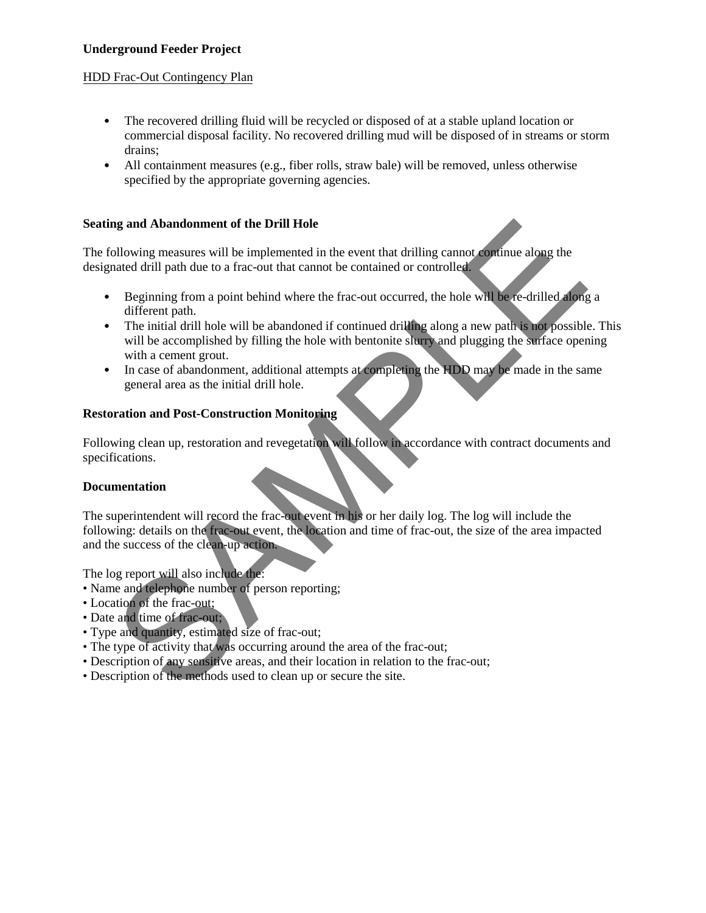- The recovered drilling fluid will be recycled or disposed of at a stable upland location or commercial disposal facility. No recovered drilling mud will be disposed of in streams or storm drains;
- All containment measures (e.g., fiber rolls, straw bale) will be removed, unless otherwise specified by the appropriate governing agencies.

**Seating and Abandonment of the Drill Hole**

The following measures will be implemented in the event that drilling cannot continue along the designated drill path due to a frac-out that cannot be contained or controlled.

- Beginning from a point behind where the frac-out occurred, the hole will be re-drilled along a different path.
- The initial drill hole will be abandoned if continued drilling along a new path is not possible. This will be accomplished by filling the hole with bentonite slurry and plugging the surface opening with a cement grout.
- In case of abandonment, additional attempts at completing the HDD may be made in the same general area as the initial drill hole.

**Restoration and Post-Construction Monitoring**

Following clean up, restoration and revegetation will follow in accordance with contract documents and specifications.

**Documentation**

The superintendent will record the frac-out event in his or her daily log. The log will include the following: details on the frac-out event, the location and time of frac-out, the size of the area impacted and the success of the clean-up action.

The log report will also include the:

- Name and telephone number of person reporting;
- Location of the frac-out;
- Date and time of frac-out;
- Type and quantity, estimated size of frac-out;
- The type of activity that was occurring around the area of the frac-out;
- Description of any sensitive areas, and their location in relation to the frac-out;
- Description of the methods used to clean up or secure the site.